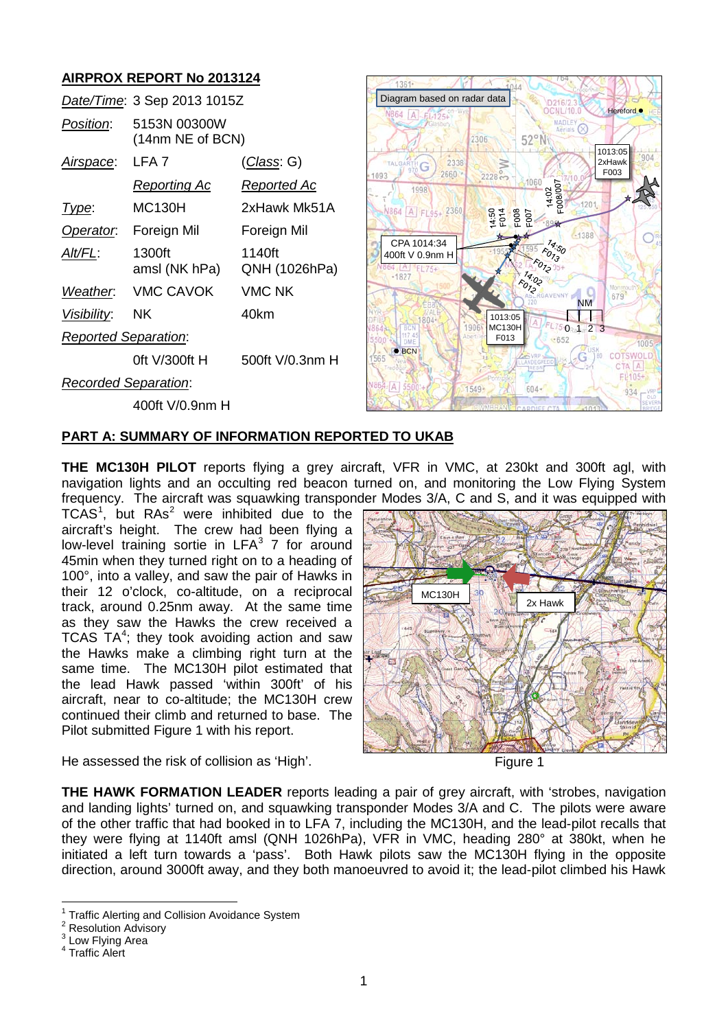## AIRPROX REPORT No 2013124

| | | |
|---|---|---|
| *Date/Time*: | 3 Sep 2013 1015Z | |
| *Position*: | 5153N 00300W (14nm NE of BCN) | |
| *Airspace*: | LFA 7 | (*Class*: G) |
| | *Reporting Ac* | *Reported Ac* |
| *Type*: | MC130H | 2xHawk Mk51A |
| *Operator*: | Foreign Mil | Foreign Mil |
| *Alt/FL*: | 1300ft amsl (NK hPa) | 1140ft QNH (1026hPa) |
| *Weather*: | VMC CAVOK | VMC NK |
| *Visibility*: | NK | 40km |
| *Reported Separation*: | | |
| | 0ft V/300ft H | 500ft V/0.3nm H |
| *Recorded Separation*: | | |
| | 400ft V/0.9nm H | |

## PART A: SUMMARY OF INFORMATION REPORTED TO UKAB

**THE MC130H PILOT** reports flying a grey aircraft, VFR in VMC, at 230kt and 300ft agl, with navigation lights and an occulting red beacon turned on, and monitoring the Low Flying System frequency. The aircraft was squawking transponder Modes 3/A, C and S, and it was equipped with TCAS[1], but RAs[2] were inhibited due to the aircraft's height. The crew had been flying a low-level training sortie in LFA[3] 7 for around 45min when they turned right on to a heading of 100°, into a valley, and saw the pair of Hawks in their 12 o'clock, co-altitude, on a reciprocal track, around 0.25nm away. At the same time as they saw the Hawks the crew received a TCAS TA[4]; they took avoiding action and saw the Hawks make a climbing right turn at the same time. The MC130H pilot estimated that the lead Hawk passed 'within 300ft' of his aircraft, near to co-altitude; the MC130H crew continued their climb and returned to base. The Pilot submitted Figure 1 with his report.

Figure 1

He assessed the risk of collision as 'High'.

**THE HAWK FORMATION LEADER** reports leading a pair of grey aircraft, with 'strobes, navigation and landing lights' turned on, and squawking transponder Modes 3/A and C. The pilots were aware of the other traffic that had booked in to LFA 7, including the MC130H, and the lead-pilot recalls that they were flying at 1140ft amsl (QNH 1026hPa), VFR in VMC, heading 280° at 380kt, when he initiated a left turn towards a 'pass'. Both Hawk pilots saw the MC130H flying in the opposite direction, around 3000ft away, and they both manoeuvred to avoid it; the lead-pilot climbed his Hawk

---

[1] Traffic Alerting and Collision Avoidance System
[2] Resolution Advisory
[3] Low Flying Area
[4] Traffic Alert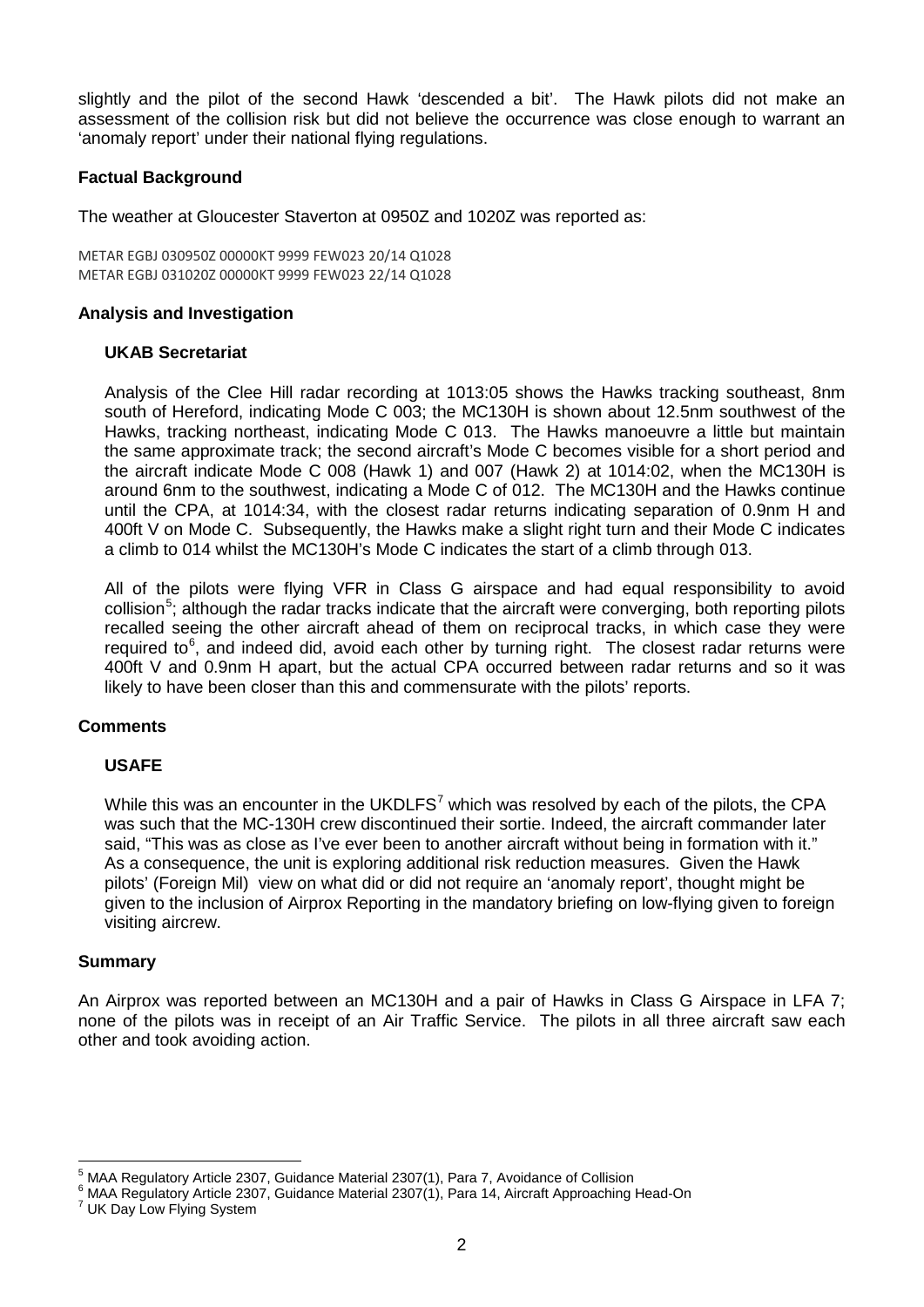slightly and the pilot of the second Hawk 'descended a bit'. The Hawk pilots did not make an assessment of the collision risk but did not believe the occurrence was close enough to warrant an 'anomaly report' under their national flying regulations.

**Factual Background**

The weather at Gloucester Staverton at 0950Z and 1020Z was reported as:

```
METAR EGBJ 030950Z 00000KT 9999 FEW023 20/14 Q1028
METAR EGBJ 031020Z 00000KT 9999 FEW023 22/14 Q1028
```

**Analysis and Investigation**

**UKAB Secretariat**

Analysis of the Clee Hill radar recording at 1013:05 shows the Hawks tracking southeast, 8nm south of Hereford, indicating Mode C 003; the MC130H is shown about 12.5nm southwest of the Hawks, tracking northeast, indicating Mode C 013. The Hawks manoeuvre a little but maintain the same approximate track; the second aircraft's Mode C becomes visible for a short period and the aircraft indicate Mode C 008 (Hawk 1) and 007 (Hawk 2) at 1014:02, when the MC130H is around 6nm to the southwest, indicating a Mode C of 012. The MC130H and the Hawks continue until the CPA, at 1014:34, with the closest radar returns indicating separation of 0.9nm H and 400ft V on Mode C. Subsequently, the Hawks make a slight right turn and their Mode C indicates a climb to 014 whilst the MC130H's Mode C indicates the start of a climb through 013.

All of the pilots were flying VFR in Class G airspace and had equal responsibility to avoid collision[5]; although the radar tracks indicate that the aircraft were converging, both reporting pilots recalled seeing the other aircraft ahead of them on reciprocal tracks, in which case they were required to[6], and indeed did, avoid each other by turning right. The closest radar returns were 400ft V and 0.9nm H apart, but the actual CPA occurred between radar returns and so it was likely to have been closer than this and commensurate with the pilots' reports.

**Comments**

**USAFE**

While this was an encounter in the UKDLFS[7] which was resolved by each of the pilots, the CPA was such that the MC-130H crew discontinued their sortie. Indeed, the aircraft commander later said, "This was as close as I've ever been to another aircraft without being in formation with it." As a consequence, the unit is exploring additional risk reduction measures. Given the Hawk pilots' (Foreign Mil) view on what did or did not require an 'anomaly report', thought might be given to the inclusion of Airprox Reporting in the mandatory briefing on low-flying given to foreign visiting aircrew.

**Summary**

An Airprox was reported between an MC130H and a pair of Hawks in Class G Airspace in LFA 7; none of the pilots was in receipt of an Air Traffic Service. The pilots in all three aircraft saw each other and took avoiding action.

---

[5] MAA Regulatory Article 2307, Guidance Material 2307(1), Para 7, Avoidance of Collision

[6] MAA Regulatory Article 2307, Guidance Material 2307(1), Para 14, Aircraft Approaching Head-On

[7] UK Day Low Flying System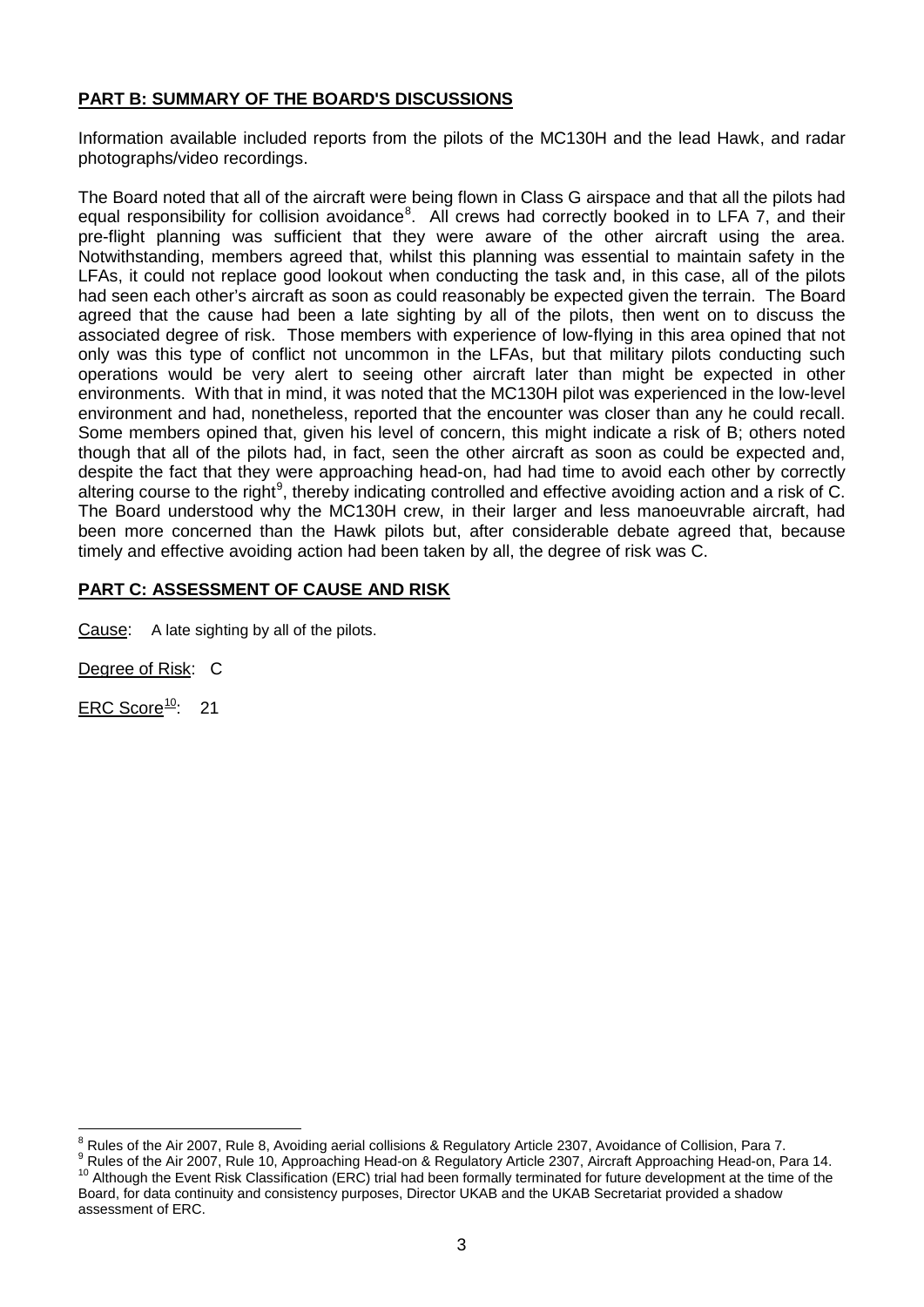**PART B: SUMMARY OF THE BOARD'S DISCUSSIONS**

Information available included reports from the pilots of the MC130H and the lead Hawk, and radar photographs/video recordings.

The Board noted that all of the aircraft were being flown in Class G airspace and that all the pilots had equal responsibility for collision avoidance[8]. All crews had correctly booked in to LFA 7, and their pre-flight planning was sufficient that they were aware of the other aircraft using the area. Notwithstanding, members agreed that, whilst this planning was essential to maintain safety in the LFAs, it could not replace good lookout when conducting the task and, in this case, all of the pilots had seen each other's aircraft as soon as could reasonably be expected given the terrain. The Board agreed that the cause had been a late sighting by all of the pilots, then went on to discuss the associated degree of risk. Those members with experience of low-flying in this area opined that not only was this type of conflict not uncommon in the LFAs, but that military pilots conducting such operations would be very alert to seeing other aircraft later than might be expected in other environments. With that in mind, it was noted that the MC130H pilot was experienced in the low-level environment and had, nonetheless, reported that the encounter was closer than any he could recall. Some members opined that, given his level of concern, this might indicate a risk of B; others noted though that all of the pilots had, in fact, seen the other aircraft as soon as could be expected and, despite the fact that they were approaching head-on, had had time to avoid each other by correctly altering course to the right[9], thereby indicating controlled and effective avoiding action and a risk of C. The Board understood why the MC130H crew, in their larger and less manoeuvrable aircraft, had been more concerned than the Hawk pilots but, after considerable debate agreed that, because timely and effective avoiding action had been taken by all, the degree of risk was C.

**PART C: ASSESSMENT OF CAUSE AND RISK**

Cause: A late sighting by all of the pilots.

Degree of Risk: C

ERC Score[10]: 21

[8] Rules of the Air 2007, Rule 8, Avoiding aerial collisions & Regulatory Article 2307, Avoidance of Collision, Para 7.

[9] Rules of the Air 2007, Rule 10, Approaching Head-on & Regulatory Article 2307, Aircraft Approaching Head-on, Para 14.

[10] Although the Event Risk Classification (ERC) trial had been formally terminated for future development at the time of the Board, for data continuity and consistency purposes, Director UKAB and the UKAB Secretariat provided a shadow assessment of ERC.